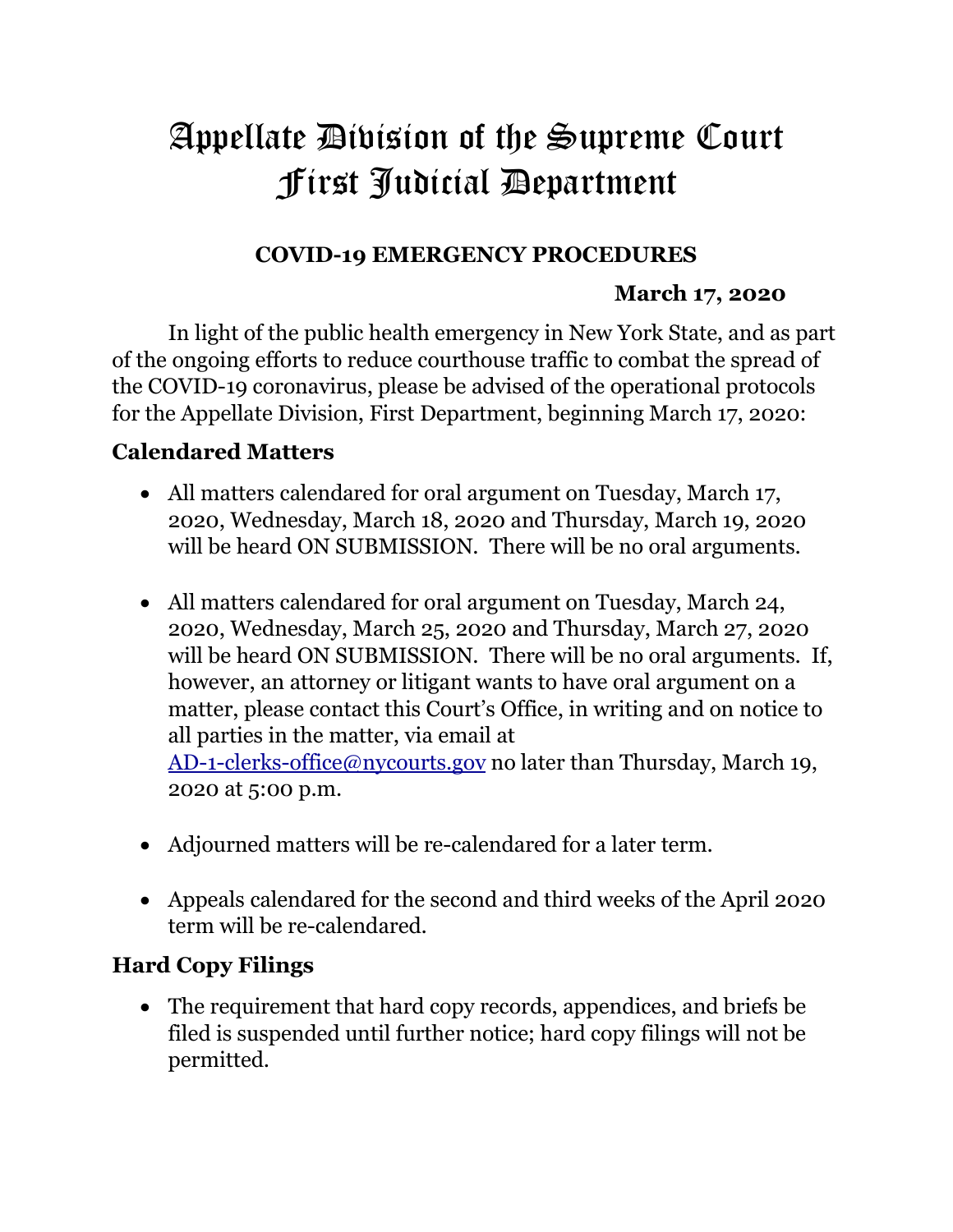# Appellate Division of the Supreme Court
# First Judicial Department

## COVID-19 EMERGENCY PROCEDURES

**March 17, 2020**

In light of the public health emergency in New York State, and as part of the ongoing efforts to reduce courthouse traffic to combat the spread of the COVID-19 coronavirus, please be advised of the operational protocols for the Appellate Division, First Department, beginning March 17, 2020:

### Calendared Matters

- All matters calendared for oral argument on Tuesday, March 17, 2020, Wednesday, March 18, 2020 and Thursday, March 19, 2020 will be heard ON SUBMISSION. There will be no oral arguments.

- All matters calendared for oral argument on Tuesday, March 24, 2020, Wednesday, March 25, 2020 and Thursday, March 27, 2020 will be heard ON SUBMISSION. There will be no oral arguments. If, however, an attorney or litigant wants to have oral argument on a matter, please contact this Court's Office, in writing and on notice to all parties in the matter, via email at AD-1-clerks-office@nycourts.gov no later than Thursday, March 19, 2020 at 5:00 p.m.

- Adjourned matters will be re-calendared for a later term.

- Appeals calendared for the second and third weeks of the April 2020 term will be re-calendared.

### Hard Copy Filings

- The requirement that hard copy records, appendices, and briefs be filed is suspended until further notice; hard copy filings will not be permitted.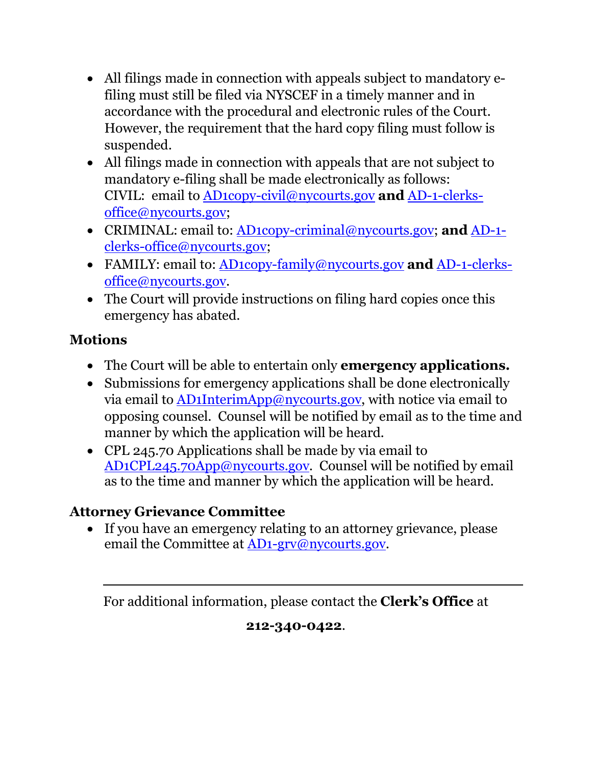- All filings made in connection with appeals subject to mandatory e-filing must still be filed via NYSCEF in a timely manner and in accordance with the procedural and electronic rules of the Court. However, the requirement that the hard copy filing must follow is suspended.
- All filings made in connection with appeals that are not subject to mandatory e-filing shall be made electronically as follows:
  CIVIL: email to AD1copy-civil@nycourts.gov **and** AD-1-clerks-office@nycourts.gov;
- CRIMINAL: email to: AD1copy-criminal@nycourts.gov; **and** AD-1-clerks-office@nycourts.gov;
- FAMILY: email to: AD1copy-family@nycourts.gov **and** AD-1-clerks-office@nycourts.gov.
- The Court will provide instructions on filing hard copies once this emergency has abated.

### Motions

- The Court will be able to entertain only **emergency applications.**
- Submissions for emergency applications shall be done electronically via email to AD1InterimApp@nycourts.gov, with notice via email to opposing counsel. Counsel will be notified by email as to the time and manner by which the application will be heard.
- CPL 245.70 Applications shall be made by via email to AD1CPL245.70App@nycourts.gov. Counsel will be notified by email as to the time and manner by which the application will be heard.

### Attorney Grievance Committee

- If you have an emergency relating to an attorney grievance, please email the Committee at AD1-grv@nycourts.gov.

---

For additional information, please contact the **Clerk's Office** at

**212-340-0422**.